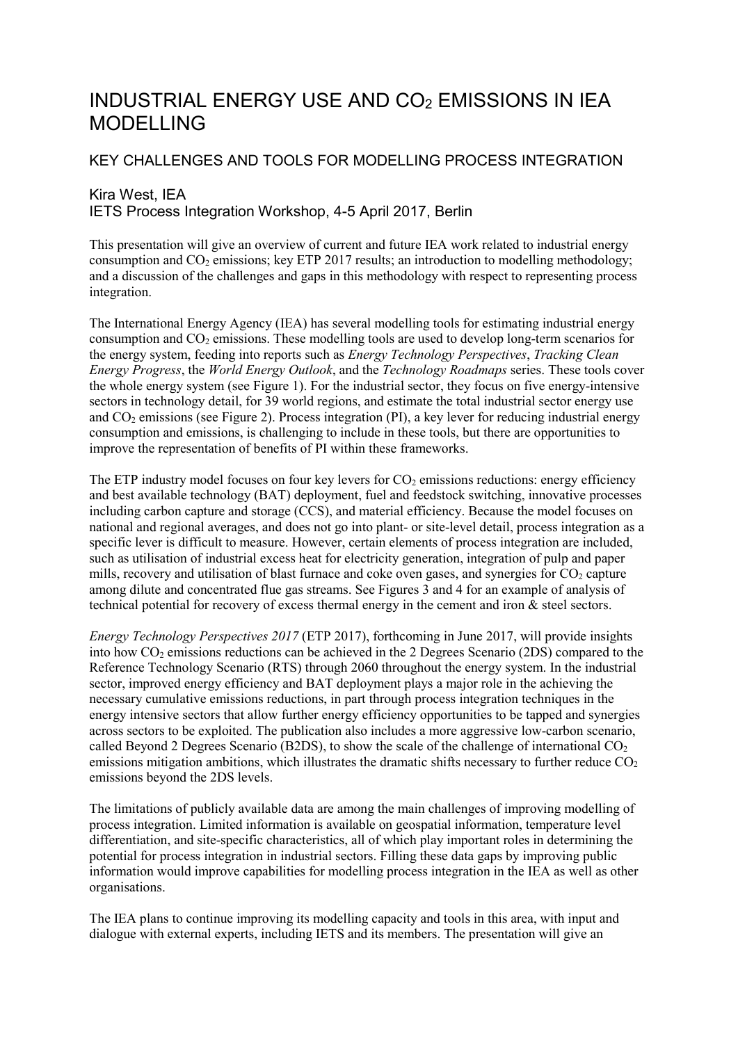# INDUSTRIAL ENERGY USE AND $CO_2$ EMISSIONS IN IEA MODELLING

## KEY CHALLENGES AND TOOLS FOR MODELLING PROCESS INTEGRATION

Kira West, IEA
IETS Process Integration Workshop, 4-5 April 2017, Berlin

This presentation will give an overview of current and future IEA work related to industrial energy consumption and $CO_2$ emissions; key ETP 2017 results; an introduction to modelling methodology; and a discussion of the challenges and gaps in this methodology with respect to representing process integration.

The International Energy Agency (IEA) has several modelling tools for estimating industrial energy consumption and $CO_2$ emissions. These modelling tools are used to develop long-term scenarios for the energy system, feeding into reports such as *Energy Technology Perspectives*, *Tracking Clean Energy Progress*, the *World Energy Outlook*, and the *Technology Roadmaps* series. These tools cover the whole energy system (see Figure 1). For the industrial sector, they focus on five energy-intensive sectors in technology detail, for 39 world regions, and estimate the total industrial sector energy use and $CO_2$ emissions (see Figure 2). Process integration (PI), a key lever for reducing industrial energy consumption and emissions, is challenging to include in these tools, but there are opportunities to improve the representation of benefits of PI within these frameworks.

The ETP industry model focuses on four key levers for $CO_2$ emissions reductions: energy efficiency and best available technology (BAT) deployment, fuel and feedstock switching, innovative processes including carbon capture and storage (CCS), and material efficiency. Because the model focuses on national and regional averages, and does not go into plant- or site-level detail, process integration as a specific lever is difficult to measure. However, certain elements of process integration are included, such as utilisation of industrial excess heat for electricity generation, integration of pulp and paper mills, recovery and utilisation of blast furnace and coke oven gases, and synergies for $CO_2$ capture among dilute and concentrated flue gas streams. See Figures 3 and 4 for an example of analysis of technical potential for recovery of excess thermal energy in the cement and iron & steel sectors.

*Energy Technology Perspectives 2017* (ETP 2017), forthcoming in June 2017, will provide insights into how $CO_2$ emissions reductions can be achieved in the 2 Degrees Scenario (2DS) compared to the Reference Technology Scenario (RTS) through 2060 throughout the energy system. In the industrial sector, improved energy efficiency and BAT deployment plays a major role in the achieving the necessary cumulative emissions reductions, in part through process integration techniques in the energy intensive sectors that allow further energy efficiency opportunities to be tapped and synergies across sectors to be exploited. The publication also includes a more aggressive low-carbon scenario, called Beyond 2 Degrees Scenario (B2DS), to show the scale of the challenge of international $CO_2$ emissions mitigation ambitions, which illustrates the dramatic shifts necessary to further reduce $CO_2$ emissions beyond the 2DS levels.

The limitations of publicly available data are among the main challenges of improving modelling of process integration. Limited information is available on geospatial information, temperature level differentiation, and site-specific characteristics, all of which play important roles in determining the potential for process integration in industrial sectors. Filling these data gaps by improving public information would improve capabilities for modelling process integration in the IEA as well as other organisations.

The IEA plans to continue improving its modelling capacity and tools in this area, with input and dialogue with external experts, including IETS and its members. The presentation will give an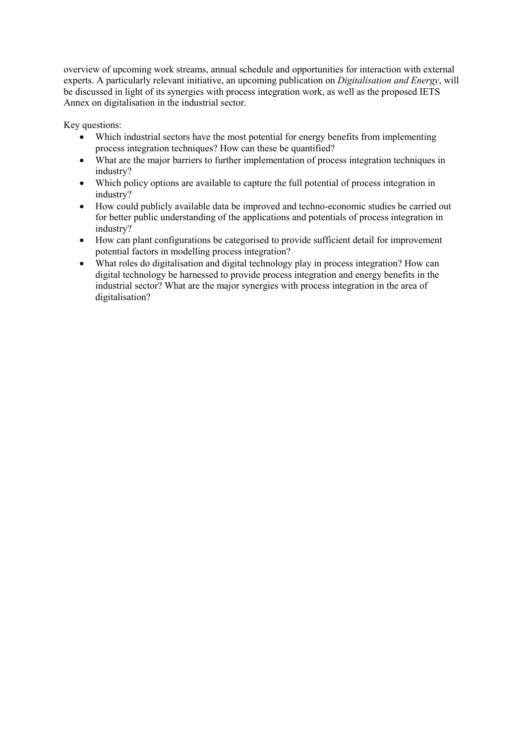overview of upcoming work streams, annual schedule and opportunities for interaction with external experts. A particularly relevant initiative, an upcoming publication on *Digitalisation and Energy*, will be discussed in light of its synergies with process integration work, as well as the proposed IETS Annex on digitalisation in the industrial sector.

Key questions:

- Which industrial sectors have the most potential for energy benefits from implementing process integration techniques? How can these be quantified?
- What are the major barriers to further implementation of process integration techniques in industry?
- Which policy options are available to capture the full potential of process integration in industry?
- How could publicly available data be improved and techno-economic studies be carried out for better public understanding of the applications and potentials of process integration in industry?
- How can plant configurations be categorised to provide sufficient detail for improvement potential factors in modelling process integration?
- What roles do digitalisation and digital technology play in process integration? How can digital technology be harnessed to provide process integration and energy benefits in the industrial sector? What are the major synergies with process integration in the area of digitalisation?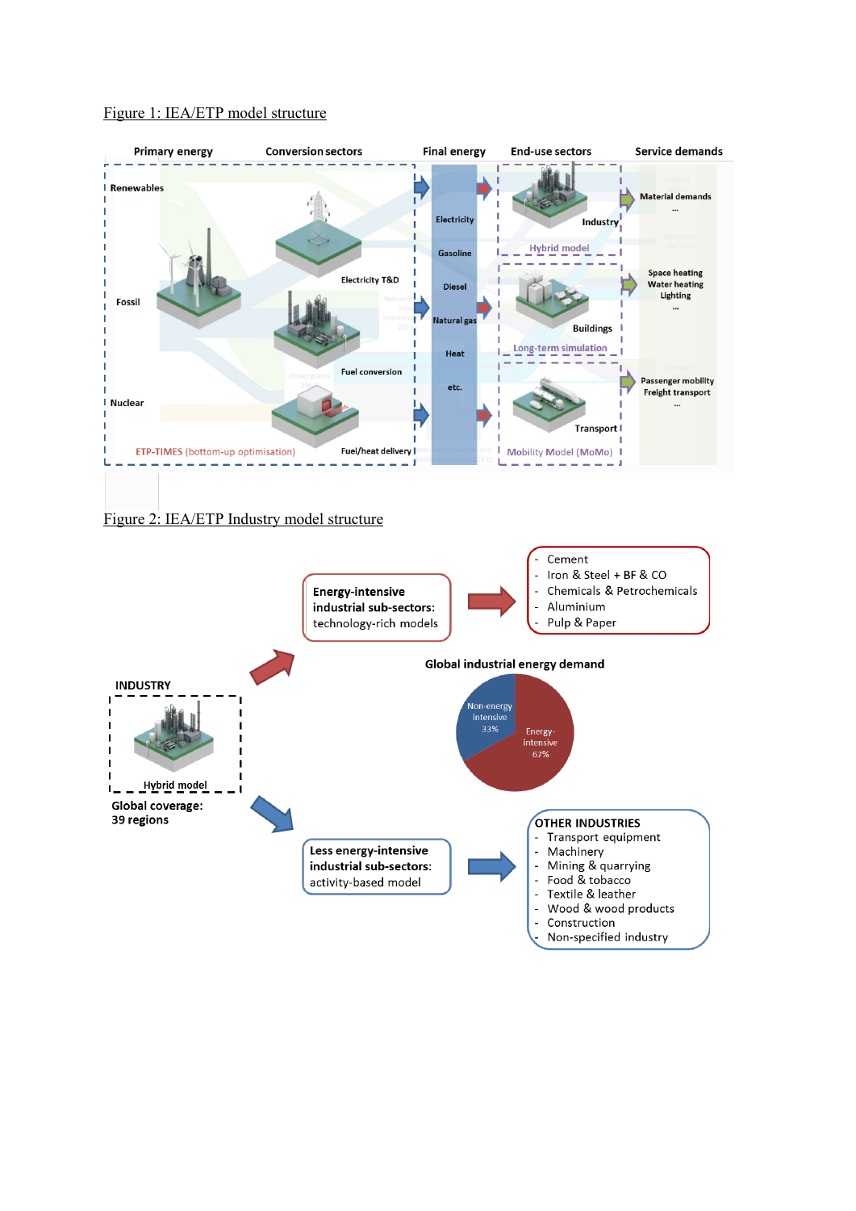Figure 1: IEA/ETP model structure

Primary energy
Conversion sectors
Final energy
End-use sectors
Service demands

Renewables
Fossil
Nuclear
Electricity T&D
Fuel conversion
Fuel/heat delivery
ETP-TIMES (bottom-up optimisation)

Electricity
Gasoline
Diesel
Natural gas
Heat
etc.

Industry
Hybrid model
Buildings
Long-term simulation
Transport
Mobility Model (MoMo)

Material demands
...
Space heating
Water heating
Lighting
...
Passenger mobility
Freight transport
...

Figure 2: IEA/ETP Industry model structure

INDUSTRY
Hybrid model
Global coverage:
39 regions

Energy-intensive industrial sub-sectors: technology-rich models

- Cement
- Iron & Steel + BF & CO
- Chemicals & Petrochemicals
- Aluminium
- Pulp & Paper

Global industrial energy demand
Non-energy intensive 33%
Energy-intensive 67%

Less energy-intensive industrial sub-sectors: activity-based model

OTHER INDUSTRIES
- Transport equipment
- Machinery
- Mining & quarrying
- Food & tobacco
- Textile & leather
- Wood & wood products
- Construction
- Non-specified industry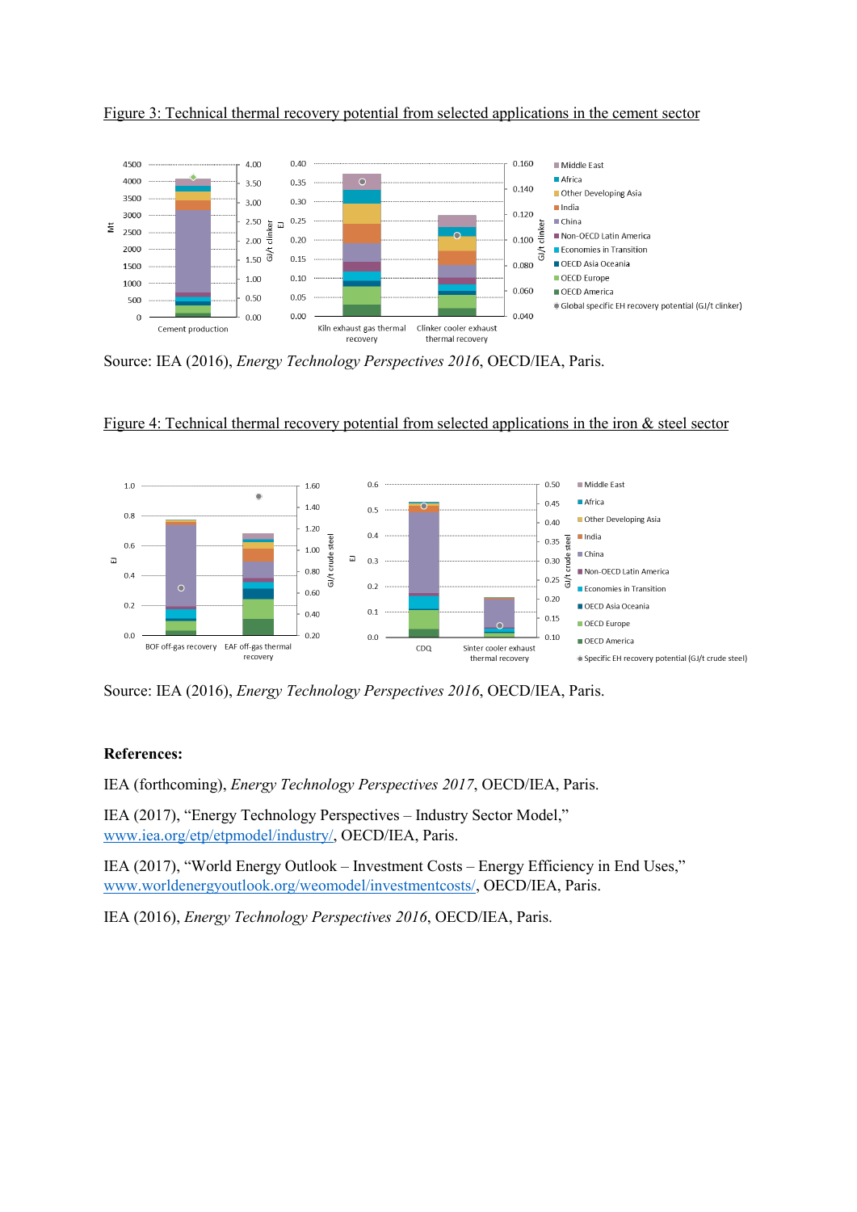Figure 3: Technical thermal recovery potential from selected applications in the cement sector

4500
4000
3500
3000
2500
2000
1500
1000
500
0
Mt

4.00
3.50
3.00
2.50
2.00
1.50
1.00
0.50
0.00
GJ/t clinker

Cement production

0.40
0.35
0.30
0.25
0.20
0.15
0.10
0.05
0.00
EJ

0.160
0.140
0.120
0.100
0.080
0.060
0.040
GJ/t clinker

Kiln exhaust gas thermal recovery

Clinker cooler exhaust thermal recovery

Middle East
Africa
Other Developing Asia
India
China
Non-OECD Latin America
Economies in Transition
OECD Asia Oceania
OECD Europe
OECD America
Global specific EH recovery potential (GJ/t clinker)

Source: IEA (2016), *Energy Technology Perspectives 2016*, OECD/IEA, Paris.

Figure 4: Technical thermal recovery potential from selected applications in the iron & steel sector

1.0
0.8
0.6
0.4
0.2
0.0
EJ

1.60
1.40
1.20
1.00
0.80
0.60
0.40
0.20
GJ/t crude steel

BOF off-gas recovery

EAF off-gas thermal recovery

0.6
0.5
0.4
0.3
0.2
0.1
0.0
EJ

0.50
0.45
0.40
0.35
0.30
0.25
0.20
0.15
0.10
GJ/t crude steel

CDQ

Sinter cooler exhaust thermal recovery

Middle East
Africa
Other Developing Asia
India
China
Non-OECD Latin America
Economies in Transition
OECD Asia Oceania
OECD Europe
OECD America
Specific EH recovery potential (GJ/t crude steel)

Source: IEA (2016), *Energy Technology Perspectives 2016*, OECD/IEA, Paris.

**References:**

IEA (forthcoming), *Energy Technology Perspectives 2017*, OECD/IEA, Paris.

IEA (2017), "Energy Technology Perspectives – Industry Sector Model," www.iea.org/etp/etpmodel/industry/, OECD/IEA, Paris.

IEA (2017), "World Energy Outlook – Investment Costs – Energy Efficiency in End Uses," www.worldenergyoutlook.org/weomodel/investmentcosts/, OECD/IEA, Paris.

IEA (2016), *Energy Technology Perspectives 2016*, OECD/IEA, Paris.